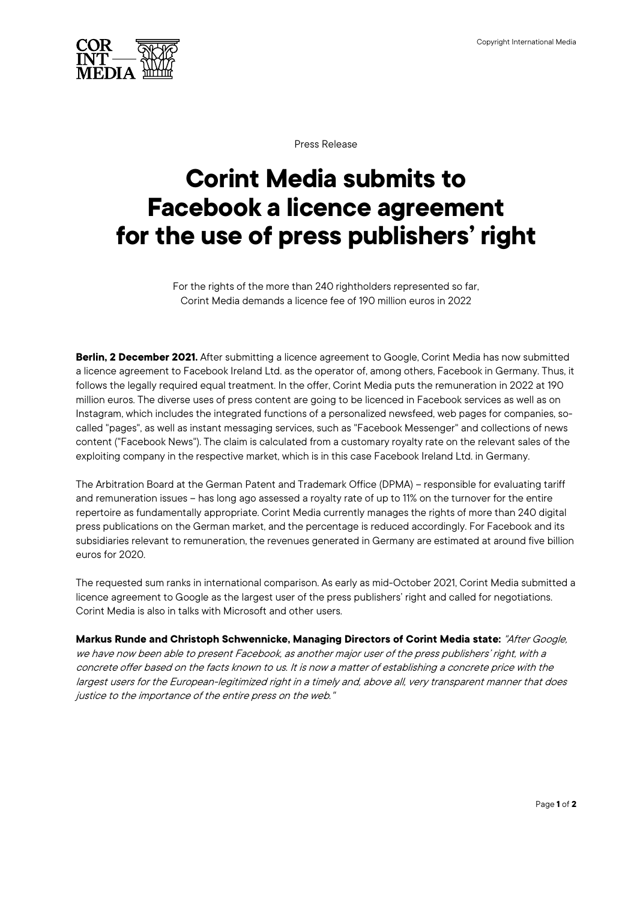Press Release

# Corint Media submits to Facebook a licence agreement for the use of press publishers' right

For the rights of the more than 240 rightholders represented so far,
Corint Media demands a licence fee of 190 million euros in 2022

**Berlin, 2 December 2021.** After submitting a licence agreement to Google, Corint Media has now submitted a licence agreement to Facebook Ireland Ltd. as the operator of, among others, Facebook in Germany. Thus, it follows the legally required equal treatment. In the offer, Corint Media puts the remuneration in 2022 at 190 million euros. The diverse uses of press content are going to be licenced in Facebook services as well as on Instagram, which includes the integrated functions of a personalized newsfeed, web pages for companies, so-called "pages", as well as instant messaging services, such as "Facebook Messenger" and collections of news content ("Facebook News"). The claim is calculated from a customary royalty rate on the relevant sales of the exploiting company in the respective market, which is in this case Facebook Ireland Ltd. in Germany.

The Arbitration Board at the German Patent and Trademark Office (DPMA) – responsible for evaluating tariff and remuneration issues – has long ago assessed a royalty rate of up to 11% on the turnover for the entire repertoire as fundamentally appropriate. Corint Media currently manages the rights of more than 240 digital press publications on the German market, and the percentage is reduced accordingly. For Facebook and its subsidiaries relevant to remuneration, the revenues generated in Germany are estimated at around five billion euros for 2020.

The requested sum ranks in international comparison. As early as mid-October 2021, Corint Media submitted a licence agreement to Google as the largest user of the press publishers' right and called for negotiations. Corint Media is also in talks with Microsoft and other users.

**Markus Runde and Christoph Schwennicke, Managing Directors of Corint Media state:** *"After Google, we have now been able to present Facebook, as another major user of the press publishers' right, with a concrete offer based on the facts known to us. It is now a matter of establishing a concrete price with the largest users for the European-legitimized right in a timely and, above all, very transparent manner that does justice to the importance of the entire press on the web."*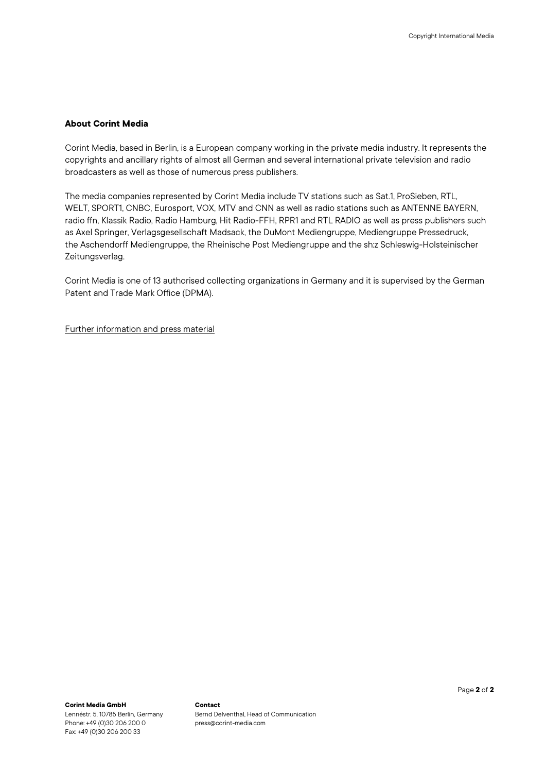**About Corint Media**

Corint Media, based in Berlin, is a European company working in the private media industry. It represents the copyrights and ancillary rights of almost all German and several international private television and radio broadcasters as well as those of numerous press publishers.

The media companies represented by Corint Media include TV stations such as Sat.1, ProSieben, RTL, WELT, SPORT1, CNBC, Eurosport, VOX, MTV and CNN as well as radio stations such as ANTENNE BAYERN, radio ffn, Klassik Radio, Radio Hamburg, Hit Radio-FFH, RPR1 and RTL RADIO as well as press publishers such as Axel Springer, Verlagsgesellschaft Madsack, the DuMont Mediengruppe, Mediengruppe Pressedruck, the Aschendorff Mediengruppe, the Rheinische Post Mediengruppe and the sh:z Schleswig-Holsteinischer Zeitungsverlag.

Corint Media is one of 13 authorised collecting organizations in Germany and it is supervised by the German Patent and Trade Mark Office (DPMA).

Further information and press material

**Corint Media GmbH**
Lennéstr. 5, 10785 Berlin, Germany
Phone: +49 (0)30 206 200 0
Fax: +49 (0)30 206 200 33

**Contact**
Bernd Delventhal, Head of Communication
press@corint-media.com